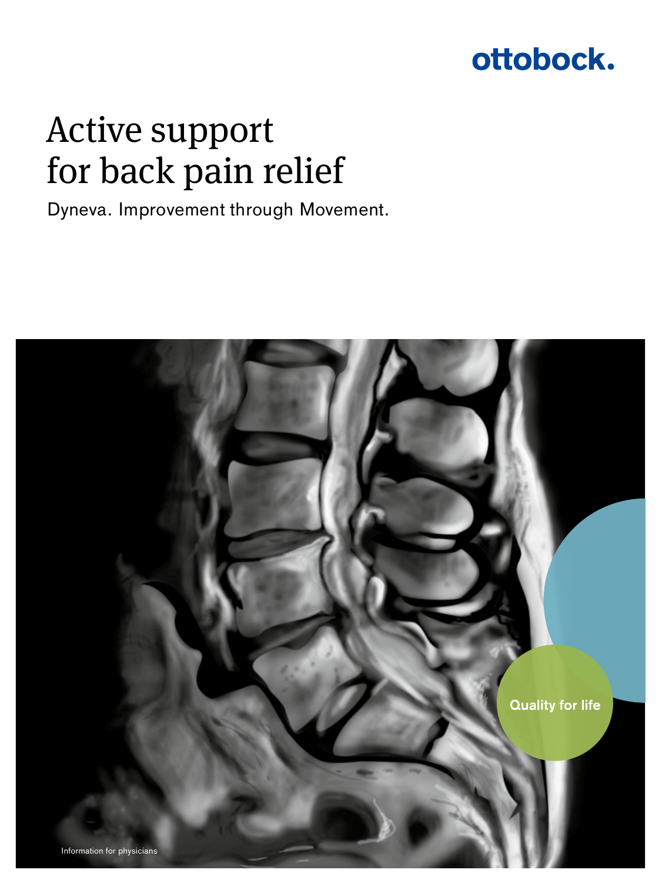ottobock.

# Active support for back pain relief

Dyneva. Improvement through Movement.

Quality for life

Information for physicians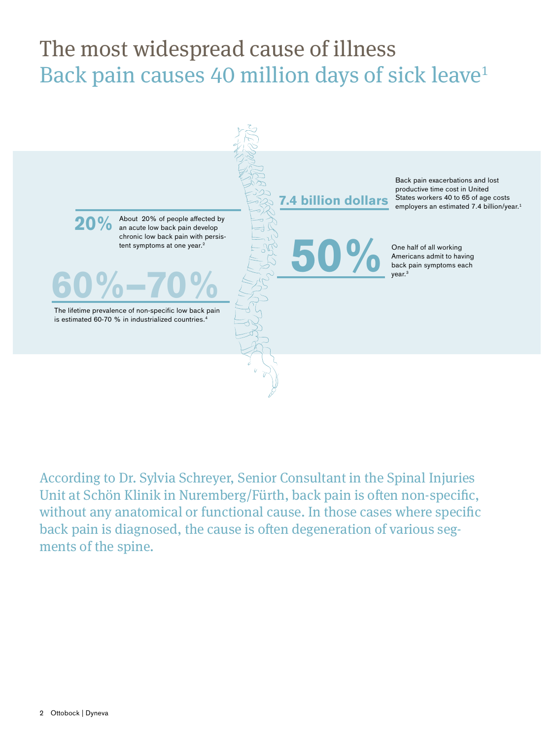# The most widespread cause of illness

## Back pain causes 40 million days of sick leave[1]

**20%** About 20% of people affected by an acute low back pain develop chronic low back pain with persistent symptoms at one year.[2]

**60%–70%**

The lifetime prevalence of non-specific low back pain is estimated 60-70 % in industrialized countries.[4]

**7.4 billion dollars**

Back pain exacerbations and lost productive time cost in United States workers 40 to 65 of age costs employers an estimated 7.4 billion/year.[1]

**50%**

One half of all working Americans admit to having back pain symptoms each year.[3]

According to Dr. Sylvia Schreyer, Senior Consultant in the Spinal Injuries Unit at Schön Klinik in Nuremberg/Fürth, back pain is often non-specific, without any anatomical or functional cause. In those cases where specific back pain is diagnosed, the cause is often degeneration of various segments of the spine.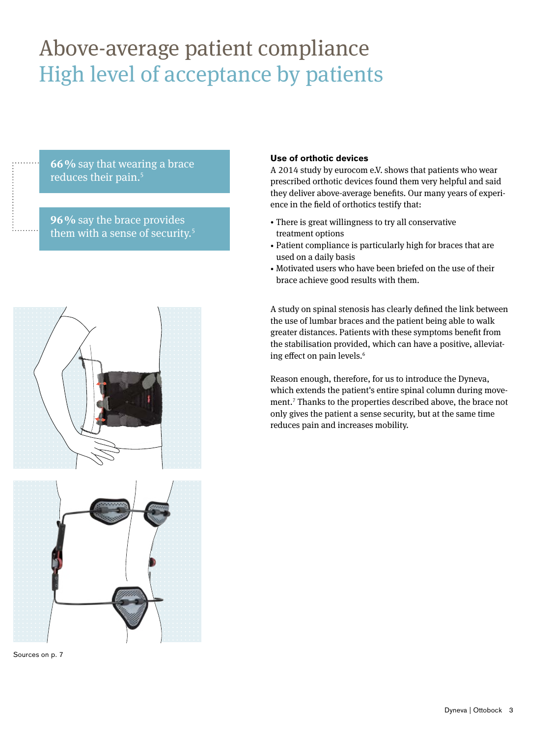# Above-average patient compliance
## High level of acceptance by patients

**66 %** say that wearing a brace reduces their pain.[5]

**96 %** say the brace provides them with a sense of security.[5]

Sources on p. 7

### Use of orthotic devices

A 2014 study by eurocom e.V. shows that patients who wear prescribed orthotic devices found them very helpful and said they deliver above-average benefits. Our many years of experience in the field of orthotics testify that:

- There is great willingness to try all conservative treatment options
- Patient compliance is particularly high for braces that are used on a daily basis
- Motivated users who have been briefed on the use of their brace achieve good results with them.

A study on spinal stenosis has clearly defined the link between the use of lumbar braces and the patient being able to walk greater distances. Patients with these symptoms benefit from the stabilisation provided, which can have a positive, alleviating effect on pain levels.[6]

Reason enough, therefore, for us to introduce the Dyneva, which extends the patient's entire spinal column during movement.[7] Thanks to the properties described above, the brace not only gives the patient a sense security, but at the same time reduces pain and increases mobility.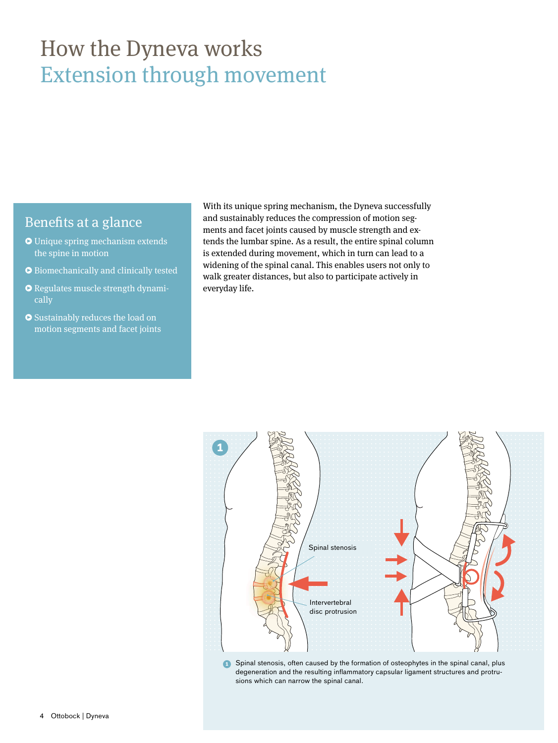# How the Dyneva works
## Extension through movement

### Benefits at a glance

- Unique spring mechanism extends the spine in motion
- Biomechanically and clinically tested
- Regulates muscle strength dynamically
- Sustainably reduces the load on motion segments and facet joints

With its unique spring mechanism, the Dyneva successfully and sustainably reduces the compression of motion segments and facet joints caused by muscle strength and extends the lumbar spine. As a result, the entire spinal column is extended during movement, which in turn can lead to a widening of the spinal canal. This enables users not only to walk greater distances, but also to participate actively in everyday life.

1

Spinal stenosis

Intervertebral disc protrusion

1 Spinal stenosis, often caused by the formation of osteophytes in the spinal canal, plus degeneration and the resulting inflammatory capsular ligament structures and protrusions which can narrow the spinal canal.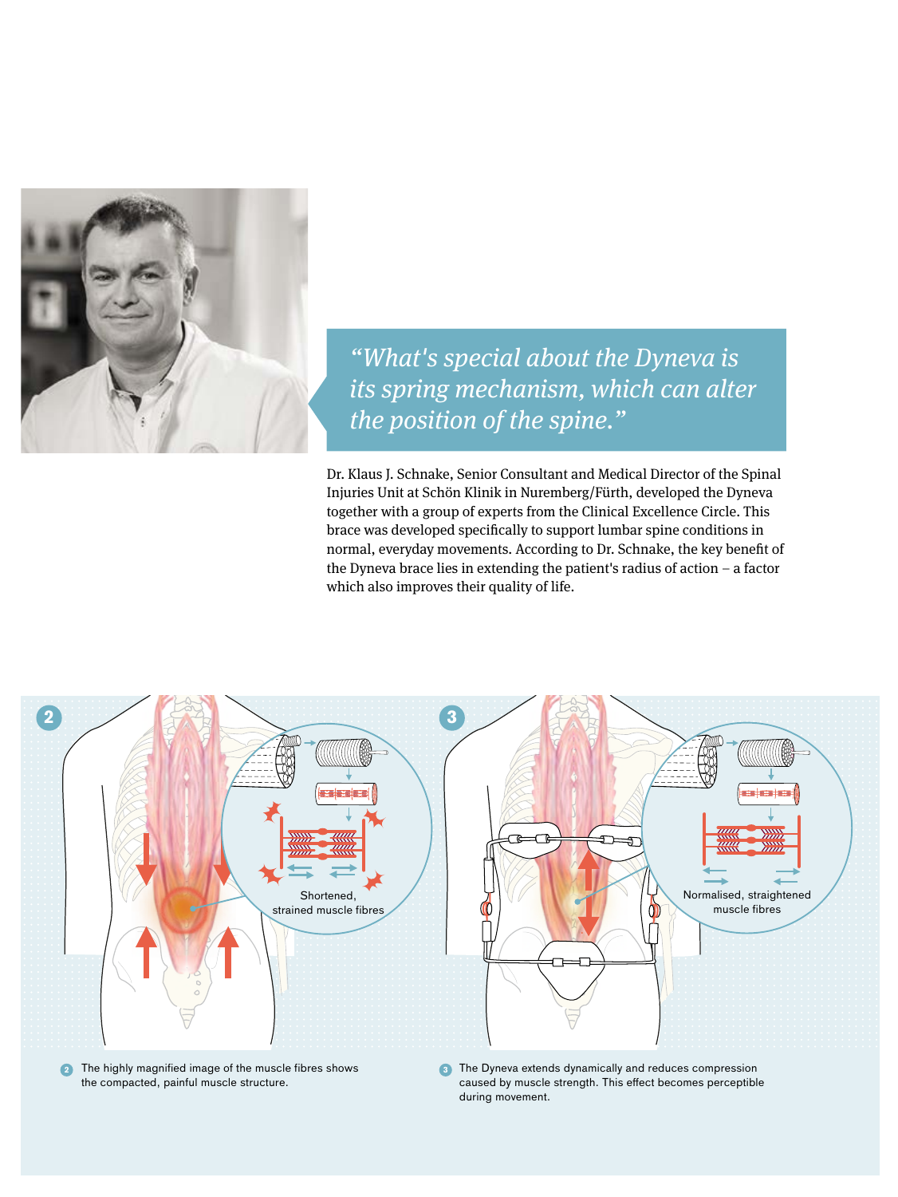*"What's special about the Dyneva is its spring mechanism, which can alter the position of the spine."*

Dr. Klaus J. Schnake, Senior Consultant and Medical Director of the Spinal Injuries Unit at Schön Klinik in Nuremberg/Fürth, developed the Dyneva together with a group of experts from the Clinical Excellence Circle. This brace was developed specifically to support lumbar spine conditions in normal, everyday movements. According to Dr. Schnake, the key benefit of the Dyneva brace lies in extending the patient's radius of action – a factor which also improves their quality of life.

2

Shortened, strained muscle fibres

3

Normalised, straightened muscle fibres

2 The highly magnified image of the muscle fibres shows the compacted, painful muscle structure.

3 The Dyneva extends dynamically and reduces compression caused by muscle strength. This effect becomes perceptible during movement.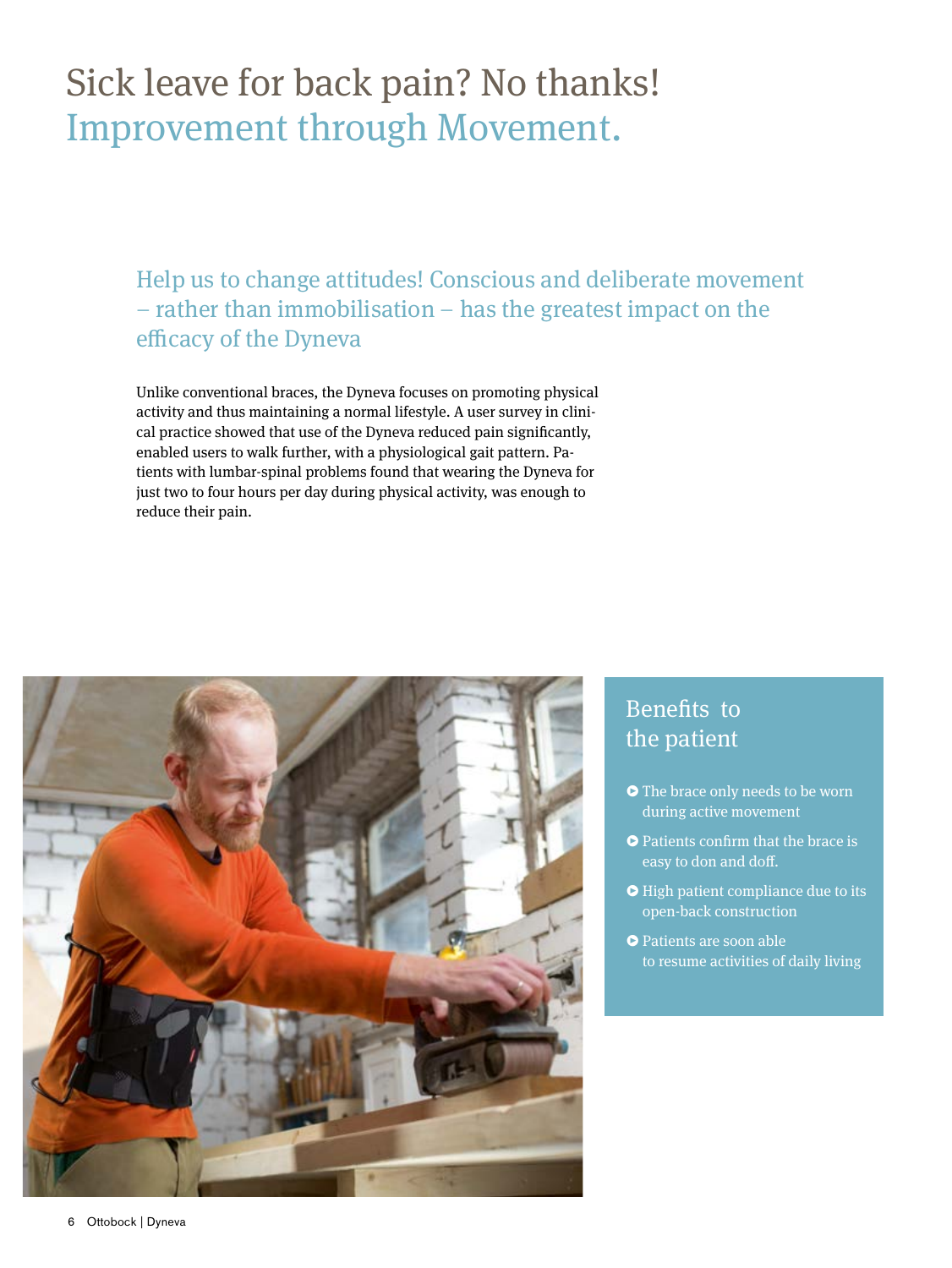# Sick leave for back pain? No thanks!
# Improvement through Movement.

## Help us to change attitudes! Conscious and deliberate movement – rather than immobilisation – has the greatest impact on the efficacy of the Dyneva

Unlike conventional braces, the Dyneva focuses on promoting physical activity and thus maintaining a normal lifestyle. A user survey in clinical practice showed that use of the Dyneva reduced pain significantly, enabled users to walk further, with a physiological gait pattern. Patients with lumbar-spinal problems found that wearing the Dyneva for just two to four hours per day during physical activity, was enough to reduce their pain.

### Benefits to the patient

- The brace only needs to be worn during active movement
- Patients confirm that the brace is easy to don and doff.
- High patient compliance due to its open-back construction
- Patients are soon able to resume activities of daily living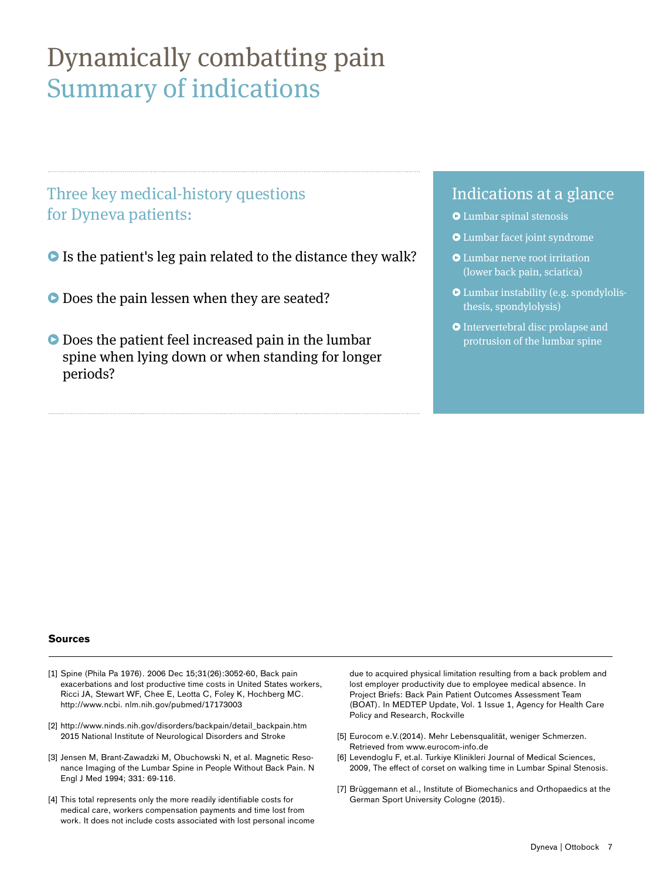# Dynamically combatting pain
## Summary of indications

### Three key medical-history questions for Dyneva patients:

- Is the patient's leg pain related to the distance they walk?
- Does the pain lessen when they are seated?
- Does the patient feel increased pain in the lumbar spine when lying down or when standing for longer periods?

### Indications at a glance

- Lumbar spinal stenosis
- Lumbar facet joint syndrome
- Lumbar nerve root irritation (lower back pain, sciatica)
- Lumbar instability (e.g. spondylolisthesis, spondylolysis)
- Intervertebral disc prolapse and protrusion of the lumbar spine

**Sources**

[1] Spine (Phila Pa 1976). 2006 Dec 15;31(26):3052-60, Back pain exacerbations and lost productive time costs in United States workers, Ricci JA, Stewart WF, Chee E, Leotta C, Foley K, Hochberg MC. http://www.ncbi. nlm.nih.gov/pubmed/17173003

[2] http://www.ninds.nih.gov/disorders/backpain/detail_backpain.htm 2015 National Institute of Neurological Disorders and Stroke

[3] Jensen M, Brant-Zawadzki M, Obuchowski N, et al. Magnetic Resonance Imaging of the Lumbar Spine in People Without Back Pain. N Engl J Med 1994; 331: 69-116.

[4] This total represents only the more readily identifiable costs for medical care, workers compensation payments and time lost from work. It does not include costs associated with lost personal income due to acquired physical limitation resulting from a back problem and lost employer productivity due to employee medical absence. In Project Briefs: Back Pain Patient Outcomes Assessment Team (BOAT). In MEDTEP Update, Vol. 1 Issue 1, Agency for Health Care Policy and Research, Rockville

[5] Eurocom e.V.(2014). Mehr Lebensqualität, weniger Schmerzen. Retrieved from www.eurocom-info.de

[6] Levendoglu F, et.al. Turkiye Klinikleri Journal of Medical Sciences, 2009, The effect of corset on walking time in Lumbar Spinal Stenosis.

[7] Brüggemann et al., Institute of Biomechanics and Orthopaedics at the German Sport University Cologne (2015).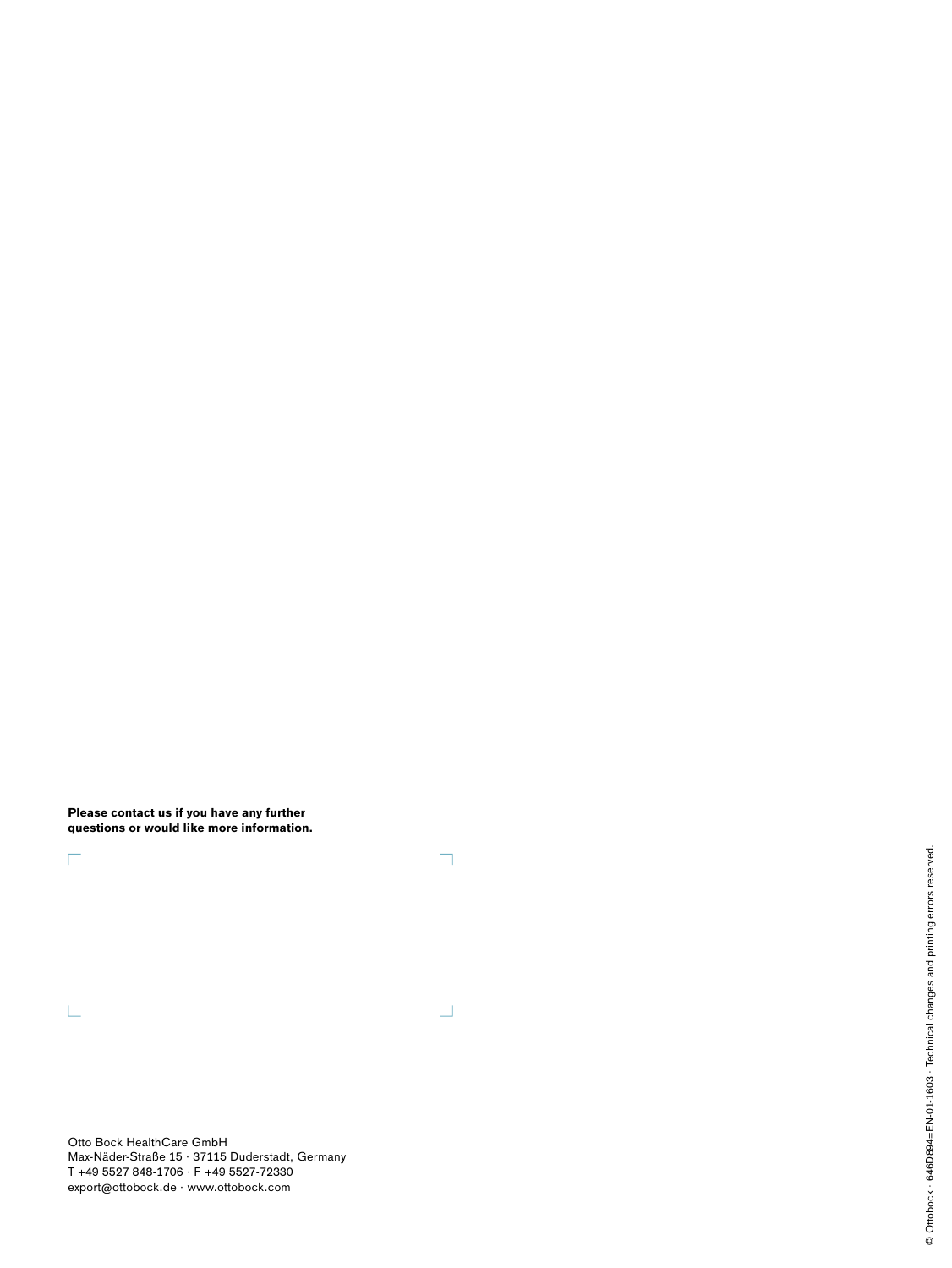**Please contact us if you have any further questions or would like more information.**

Otto Bock HealthCare GmbH
Max-Näder-Straße 15 · 37115 Duderstadt, Germany
T +49 5527 848-1706 · F +49 5527-72330
export@ottobock.de · www.ottobock.com

© Ottobock · 646D894=EN-01-1603 · Technical changes and printing errors reserved.